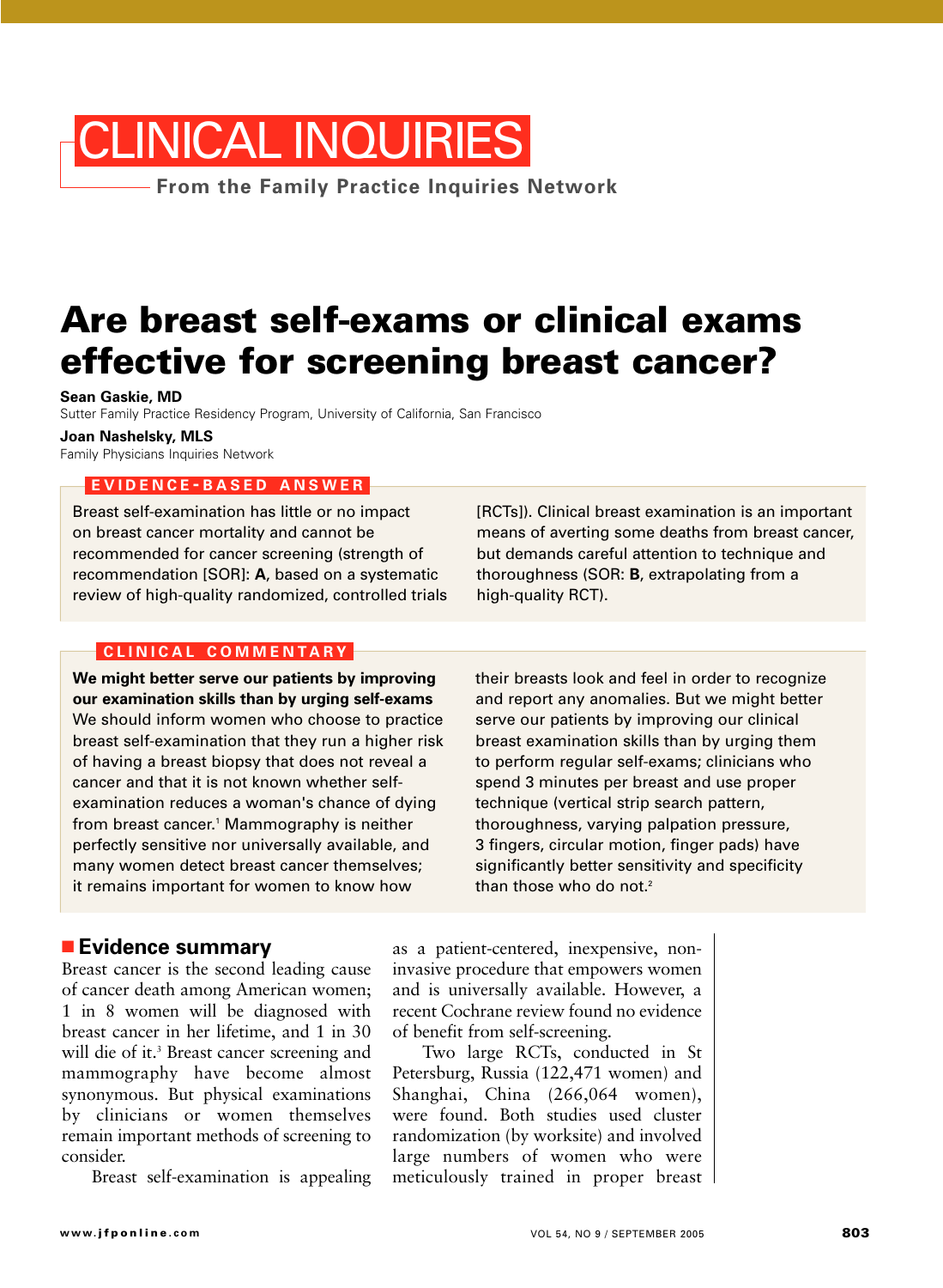# CLINICAL INQUIRIES

**From the Family Practice Inquiries Network**

## Are breast self-exams or clinical exams effective for screening breast cancer?

**Sean Gaskie, MD**
Sutter Family Practice Residency Program, University of California, San Francisco

**Joan Nashelsky, MLS**
Family Physicians Inquiries Network

### EVIDENCE-BASED ANSWER

Breast self-examination has little or no impact on breast cancer mortality and cannot be recommended for cancer screening (strength of recommendation [SOR]: **A**, based on a systematic review of high-quality randomized, controlled trials [RCTs]). Clinical breast examination is an important means of averting some deaths from breast cancer, but demands careful attention to technique and thoroughness (SOR: **B**, extrapolating from a high-quality RCT).

### CLINICAL COMMENTARY

**We might better serve our patients by improving our examination skills than by urging self-exams**

We should inform women who choose to practice breast self-examination that they run a higher risk of having a breast biopsy that does not reveal a cancer and that it is not known whether self-examination reduces a woman's chance of dying from breast cancer.[1] Mammography is neither perfectly sensitive nor universally available, and many women detect breast cancer themselves; it remains important for women to know how their breasts look and feel in order to recognize and report any anomalies. But we might better serve our patients by improving our clinical breast examination skills than by urging them to perform regular self-exams; clinicians who spend 3 minutes per breast and use proper technique (vertical strip search pattern, thoroughness, varying palpation pressure, 3 fingers, circular motion, finger pads) have significantly better sensitivity and specificity than those who do not.[2]

## Evidence summary

Breast cancer is the second leading cause of cancer death among American women; 1 in 8 women will be diagnosed with breast cancer in her lifetime, and 1 in 30 will die of it.[3] Breast cancer screening and mammography have become almost synonymous. But physical examinations by clinicians or women themselves remain important methods of screening to consider.

Breast self-examination is appealing as a patient-centered, inexpensive, non-invasive procedure that empowers women and is universally available. However, a recent Cochrane review found no evidence of benefit from self-screening.

Two large RCTs, conducted in St Petersburg, Russia (122,471 women) and Shanghai, China (266,064 women), were found. Both studies used cluster randomization (by worksite) and involved large numbers of women who were meticulously trained in proper breast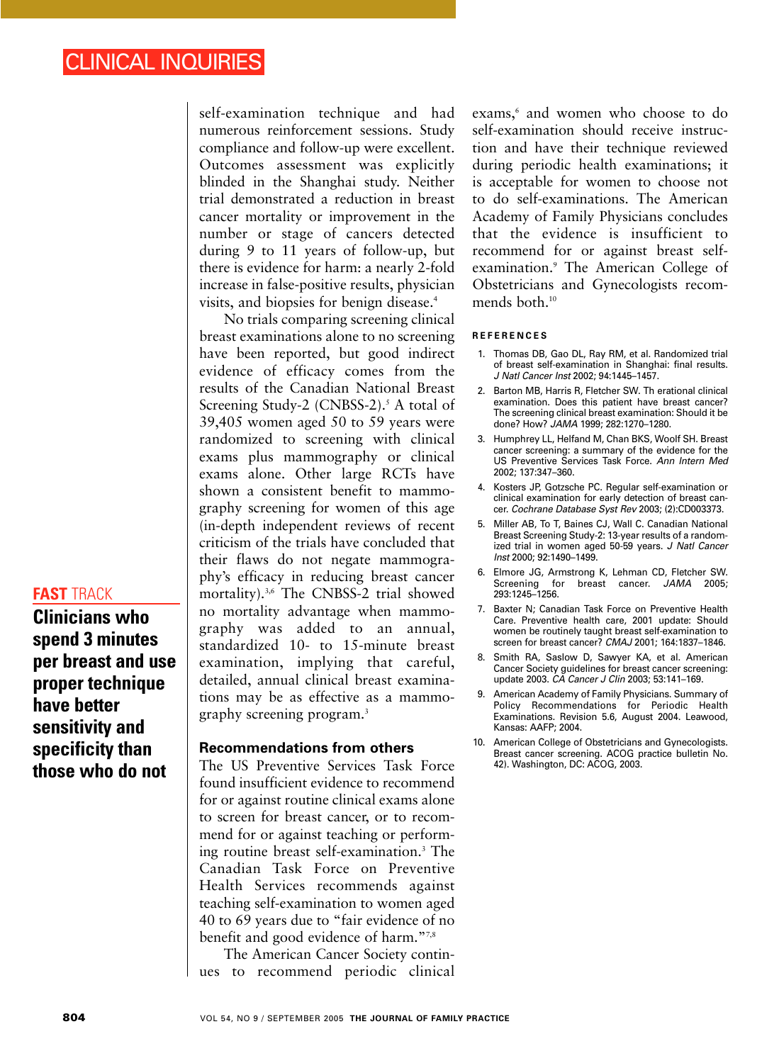self-examination technique and had numerous reinforcement sessions. Study compliance and follow-up were excellent. Outcomes assessment was explicitly blinded in the Shanghai study. Neither trial demonstrated a reduction in breast cancer mortality or improvement in the number or stage of cancers detected during 9 to 11 years of follow-up, but there is evidence for harm: a nearly 2-fold increase in false-positive results, physician visits, and biopsies for benign disease.[4]

No trials comparing screening clinical breast examinations alone to no screening have been reported, but good indirect evidence of efficacy comes from the results of the Canadian National Breast Screening Study-2 (CNBSS-2).[5] A total of 39,405 women aged 50 to 59 years were randomized to screening with clinical exams plus mammography or clinical exams alone. Other large RCTs have shown a consistent benefit to mammography screening for women of this age (in-depth independent reviews of recent criticism of the trials have concluded that their flaws do not negate mammography's efficacy in reducing breast cancer mortality).[3,6] The CNBSS-2 trial showed no mortality advantage when mammography was added to an annual, standardized 10- to 15-minute breast examination, implying that careful, detailed, annual clinical breast examinations may be as effective as a mammography screening program.[3]

**FAST TRACK**

**Clinicians who spend 3 minutes per breast and use proper technique have better sensitivity and specificity than those who do not**

## Recommendations from others

The US Preventive Services Task Force found insufficient evidence to recommend for or against routine clinical exams alone to screen for breast cancer, or to recommend for or against teaching or performing routine breast self-examination.[3] The Canadian Task Force on Preventive Health Services recommends against teaching self-examination to women aged 40 to 69 years due to "fair evidence of no benefit and good evidence of harm."[7,8]

The American Cancer Society continues to recommend periodic clinical exams,[6] and women who choose to do self-examination should receive instruction and have their technique reviewed during periodic health examinations; it is acceptable for women to choose not to do self-examinations. The American Academy of Family Physicians concludes that the evidence is insufficient to recommend for or against breast self-examination.[9] The American College of Obstetricians and Gynecologists recommends both.[10]

### REFERENCES

1. Thomas DB, Gao DL, Ray RM, et al. Randomized trial of breast self-examination in Shanghai: final results. *J Natl Cancer Inst* 2002; 94:1445–1457.
2. Barton MB, Harris R, Fletcher SW. Th erational clinical examination. Does this patient have breast cancer? The screening clinical breast examination: Should it be done? How? *JAMA* 1999; 282:1270–1280.
3. Humphrey LL, Helfand M, Chan BKS, Woolf SH. Breast cancer screening: a summary of the evidence for the US Preventive Services Task Force. *Ann Intern Med* 2002; 137:347–360.
4. Kosters JP, Gotzsche PC. Regular self-examination or clinical examination for early detection of breast cancer. *Cochrane Database Syst Rev* 2003; (2):CD003373.
5. Miller AB, To T, Baines CJ, Wall C. Canadian National Breast Screening Study-2: 13-year results of a randomized trial in women aged 50-59 years. *J Natl Cancer Inst* 2000; 92:1490–1499.
6. Elmore JG, Armstrong K, Lehman CD, Fletcher SW. Screening for breast cancer. *JAMA* 2005; 293:1245–1256.
7. Baxter N; Canadian Task Force on Preventive Health Care. Preventive health care, 2001 update: Should women be routinely taught breast self-examination to screen for breast cancer? *CMAJ* 2001; 164:1837–1846.
8. Smith RA, Saslow D, Sawyer KA, et al. American Cancer Society guidelines for breast cancer screening: update 2003. *CA Cancer J Clin* 2003; 53:141–169.
9. American Academy of Family Physicians. Summary of Policy Recommendations for Periodic Health Examinations. Revision 5.6, August 2004. Leawood, Kansas: AAFP; 2004.
10. American College of Obstetricians and Gynecologists. Breast cancer screening. ACOG practice bulletin No. 42). Washington, DC: ACOG, 2003.